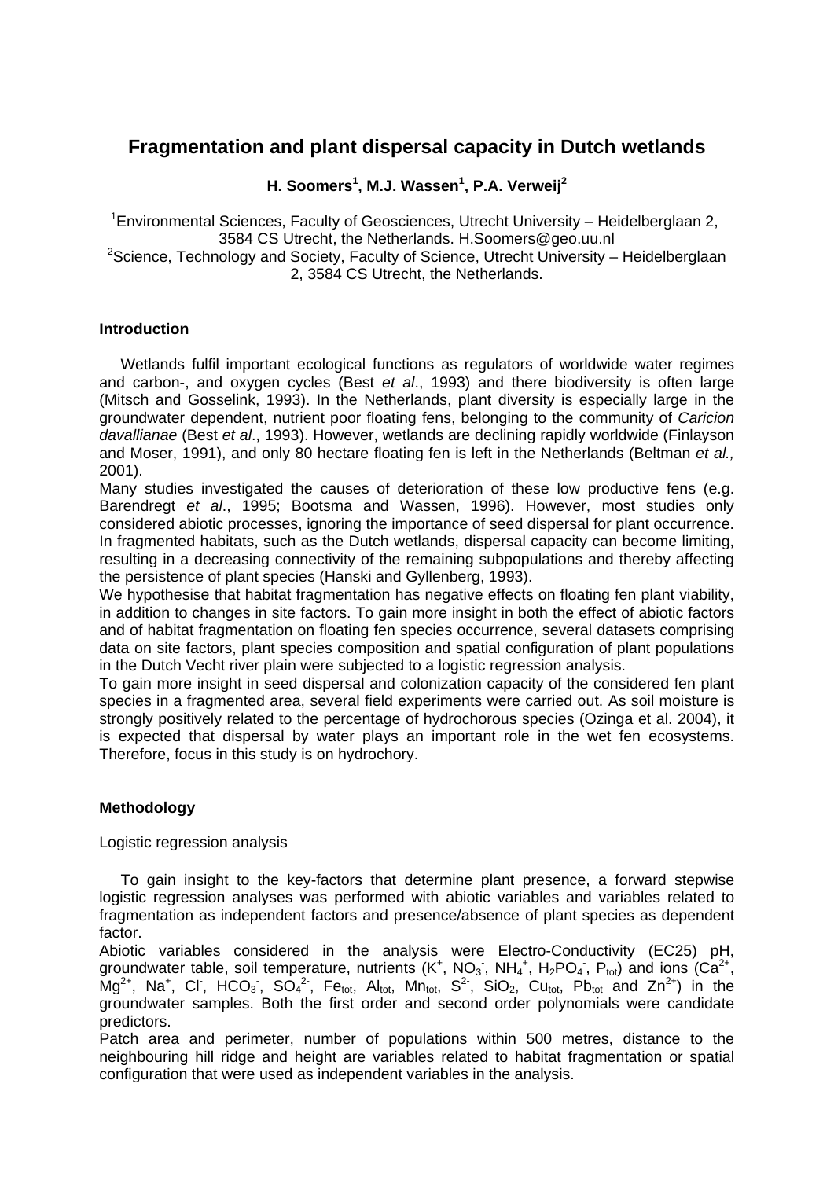# Fragmentation and plant dispersal capacity in Dutch wetlands

**H. Soomers[1], M.J. Wassen[1], P.A. Verweij[2]**

[1]Environmental Sciences, Faculty of Geosciences, Utrecht University – Heidelberglaan 2, 3584 CS Utrecht, the Netherlands. H.Soomers@geo.uu.nl
[2]Science, Technology and Society, Faculty of Science, Utrecht University – Heidelberglaan 2, 3584 CS Utrecht, the Netherlands.

### Introduction

Wetlands fulfil important ecological functions as regulators of worldwide water regimes and carbon-, and oxygen cycles (Best *et al*., 1993) and there biodiversity is often large (Mitsch and Gosselink, 1993). In the Netherlands, plant diversity is especially large in the groundwater dependent, nutrient poor floating fens, belonging to the community of *Caricion davallianae* (Best *et al*., 1993). However, wetlands are declining rapidly worldwide (Finlayson and Moser, 1991), and only 80 hectare floating fen is left in the Netherlands (Beltman *et al.,* 2001).

Many studies investigated the causes of deterioration of these low productive fens (e.g. Barendregt *et al*., 1995; Bootsma and Wassen, 1996). However, most studies only considered abiotic processes, ignoring the importance of seed dispersal for plant occurrence. In fragmented habitats, such as the Dutch wetlands, dispersal capacity can become limiting, resulting in a decreasing connectivity of the remaining subpopulations and thereby affecting the persistence of plant species (Hanski and Gyllenberg, 1993).

We hypothesise that habitat fragmentation has negative effects on floating fen plant viability, in addition to changes in site factors. To gain more insight in both the effect of abiotic factors and of habitat fragmentation on floating fen species occurrence, several datasets comprising data on site factors, plant species composition and spatial configuration of plant populations in the Dutch Vecht river plain were subjected to a logistic regression analysis.

To gain more insight in seed dispersal and colonization capacity of the considered fen plant species in a fragmented area, several field experiments were carried out. As soil moisture is strongly positively related to the percentage of hydrochorous species (Ozinga et al. 2004), it is expected that dispersal by water plays an important role in the wet fen ecosystems. Therefore, focus in this study is on hydrochory.

### Methodology

#### Logistic regression analysis

To gain insight to the key-factors that determine plant presence, a forward stepwise logistic regression analyses was performed with abiotic variables and variables related to fragmentation as independent factors and presence/absence of plant species as dependent factor.

Abiotic variables considered in the analysis were Electro-Conductivity (EC25) pH, groundwater table, soil temperature, nutrients ($K^+$, $NO_3^-$, $NH_4^+$, $H_2PO_4^-$, $P_{tot}$) and ions ($Ca^{2+}$, $Mg^{2+}$, $Na^+$, $Cl^-$, $HCO_3^-$, $SO_4^{2-}$, $Fe_{tot}$, $Al_{tot}$, $Mn_{tot}$, $S^{2-}$, $SiO_2$, $Cu_{tot}$, $Pb_{tot}$ and $Zn^{2+}$) in the groundwater samples. Both the first order and second order polynomials were candidate predictors.

Patch area and perimeter, number of populations within 500 metres, distance to the neighbouring hill ridge and height are variables related to habitat fragmentation or spatial configuration that were used as independent variables in the analysis.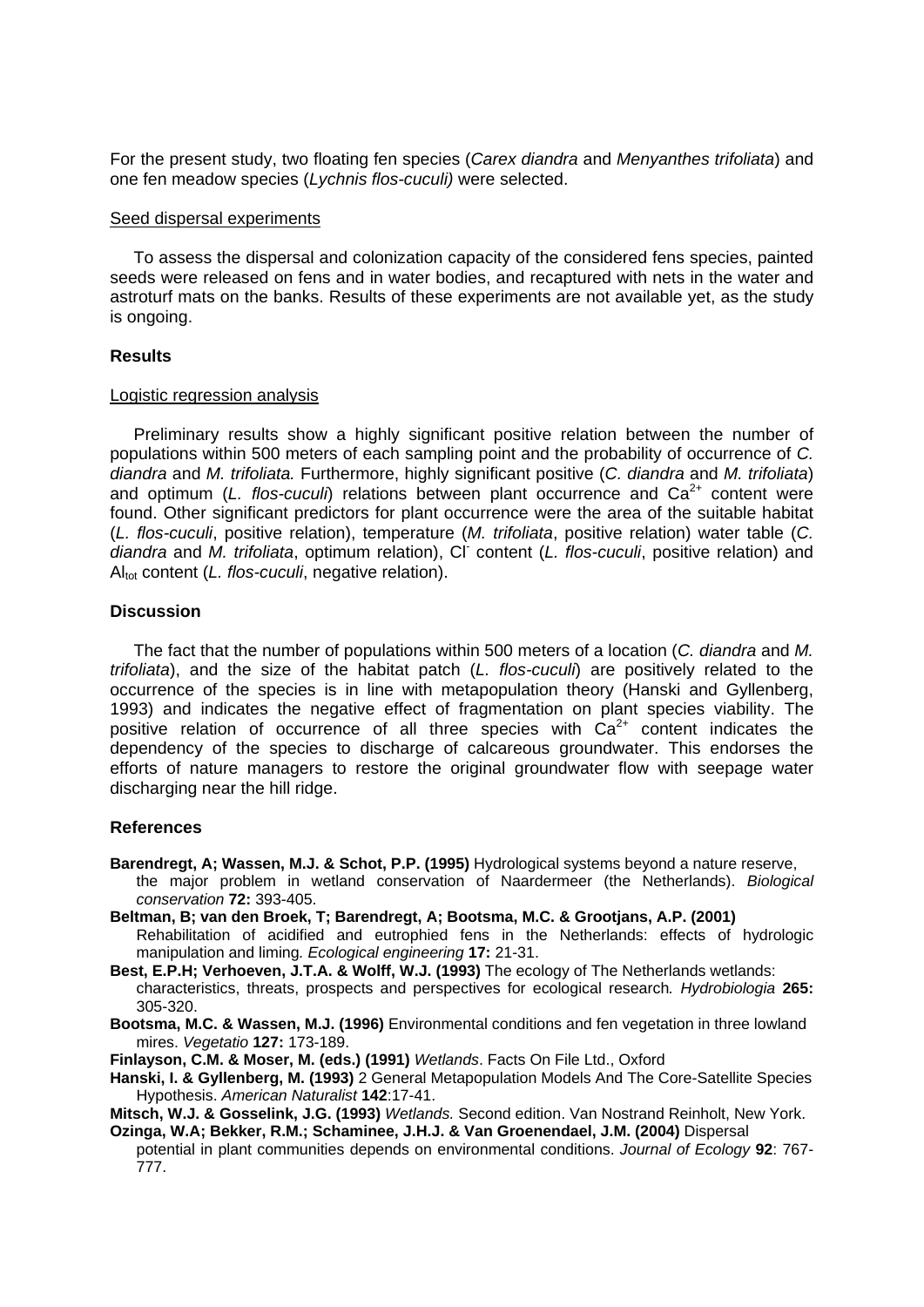For the present study, two floating fen species (*Carex diandra* and *Menyanthes trifoliata*) and one fen meadow species (*Lychnis flos-cuculi)* were selected.

Seed dispersal experiments

To assess the dispersal and colonization capacity of the considered fens species, painted seeds were released on fens and in water bodies, and recaptured with nets in the water and astroturf mats on the banks. Results of these experiments are not available yet, as the study is ongoing.

### Results

Logistic regression analysis

Preliminary results show a highly significant positive relation between the number of populations within 500 meters of each sampling point and the probability of occurrence of *C. diandra* and *M. trifoliata.* Furthermore, highly significant positive (*C. diandra* and *M. trifoliata*) and optimum (*L. flos-cuculi*) relations between plant occurrence and $Ca^{2+}$ content were found. Other significant predictors for plant occurrence were the area of the suitable habitat (*L. flos-cuculi*, positive relation), temperature (*M. trifoliata*, positive relation) water table (*C. diandra* and *M. trifoliata*, optimum relation), $Cl^-$ content (*L. flos-cuculi*, positive relation) and $Al_{tot}$ content (*L. flos-cuculi*, negative relation).

### Discussion

The fact that the number of populations within 500 meters of a location (*C. diandra* and *M. trifoliata*), and the size of the habitat patch (*L. flos-cuculi*) are positively related to the occurrence of the species is in line with metapopulation theory (Hanski and Gyllenberg, 1993) and indicates the negative effect of fragmentation on plant species viability. The positive relation of occurrence of all three species with $Ca^{2+}$ content indicates the dependency of the species to discharge of calcareous groundwater. This endorses the efforts of nature managers to restore the original groundwater flow with seepage water discharging near the hill ridge.

### References

**Barendregt, A; Wassen, M.J. & Schot, P.P. (1995)** Hydrological systems beyond a nature reserve, the major problem in wetland conservation of Naardermeer (the Netherlands). *Biological conservation* **72:** 393-405.

**Beltman, B; van den Broek, T; Barendregt, A; Bootsma, M.C. & Grootjans, A.P. (2001)** Rehabilitation of acidified and eutrophied fens in the Netherlands: effects of hydrologic manipulation and liming. *Ecological engineering* **17:** 21-31.

**Best, E.P.H; Verhoeven, J.T.A. & Wolff, W.J. (1993)** The ecology of The Netherlands wetlands: characteristics, threats, prospects and perspectives for ecological research. *Hydrobiologia* **265:** 305-320.

**Bootsma, M.C. & Wassen, M.J. (1996)** Environmental conditions and fen vegetation in three lowland mires. *Vegetatio* **127:** 173-189.

**Finlayson, C.M. & Moser, M. (eds.) (1991)** *Wetlands*. Facts On File Ltd., Oxford

**Hanski, I. & Gyllenberg, M. (1993)** 2 General Metapopulation Models And The Core-Satellite Species Hypothesis. *American Naturalist* **142**:17-41.

**Mitsch, W.J. & Gosselink, J.G. (1993)** *Wetlands.* Second edition. Van Nostrand Reinholt, New York.

**Ozinga, W.A; Bekker, R.M.; Schaminee, J.H.J. & Van Groenendael, J.M. (2004)** Dispersal potential in plant communities depends on environmental conditions. *Journal of Ecology* **92**: 767-777.